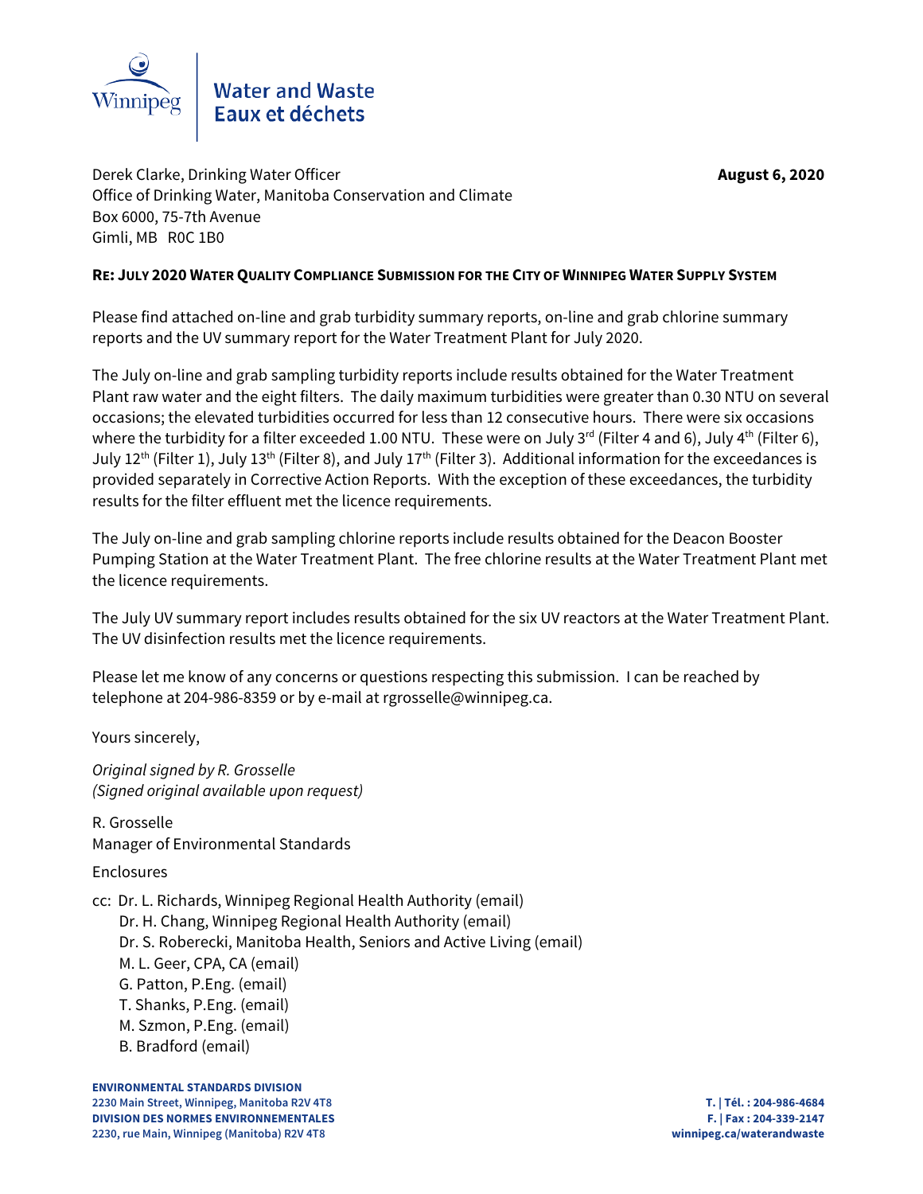Winnipeg | Water and Waste
Eaux et déchets

Derek Clarke, Drinking Water Officer
Office of Drinking Water, Manitoba Conservation and Climate
Box 6000, 75-7th Avenue
Gimli, MB R0C 1B0

**August 6, 2020**

**RE: JULY 2020 WATER QUALITY COMPLIANCE SUBMISSION FOR THE CITY OF WINNIPEG WATER SUPPLY SYSTEM**

Please find attached on-line and grab turbidity summary reports, on-line and grab chlorine summary reports and the UV summary report for the Water Treatment Plant for July 2020.

The July on-line and grab sampling turbidity reports include results obtained for the Water Treatment Plant raw water and the eight filters. The daily maximum turbidities were greater than 0.30 NTU on several occasions; the elevated turbidities occurred for less than 12 consecutive hours. There were six occasions where the turbidity for a filter exceeded 1.00 NTU. These were on July 3rd (Filter 4 and 6), July 4th (Filter 6), July 12th (Filter 1), July 13th (Filter 8), and July 17th (Filter 3). Additional information for the exceedances is provided separately in Corrective Action Reports. With the exception of these exceedances, the turbidity results for the filter effluent met the licence requirements.

The July on-line and grab sampling chlorine reports include results obtained for the Deacon Booster Pumping Station at the Water Treatment Plant. The free chlorine results at the Water Treatment Plant met the licence requirements.

The July UV summary report includes results obtained for the six UV reactors at the Water Treatment Plant. The UV disinfection results met the licence requirements.

Please let me know of any concerns or questions respecting this submission. I can be reached by telephone at 204-986-8359 or by e-mail at rgrosselle@winnipeg.ca.

Yours sincerely,

*Original signed by R. Grosselle*
*(Signed original available upon request)*

R. Grosselle
Manager of Environmental Standards

Enclosures

cc: Dr. L. Richards, Winnipeg Regional Health Authority (email)
Dr. H. Chang, Winnipeg Regional Health Authority (email)
Dr. S. Roberecki, Manitoba Health, Seniors and Active Living (email)
M. L. Geer, CPA, CA (email)
G. Patton, P.Eng. (email)
T. Shanks, P.Eng. (email)
M. Szmon, P.Eng. (email)
B. Bradford (email)

**ENVIRONMENTAL STANDARDS DIVISION**
**2230 Main Street, Winnipeg, Manitoba R2V 4T8**
**DIVISION DES NORMES ENVIRONNEMENTALES**
**2230, rue Main, Winnipeg (Manitoba) R2V 4T8**

**T. | Tél. : 204-986-4684**
**F. | Fax : 204-339-2147**
**winnipeg.ca/waterandwaste**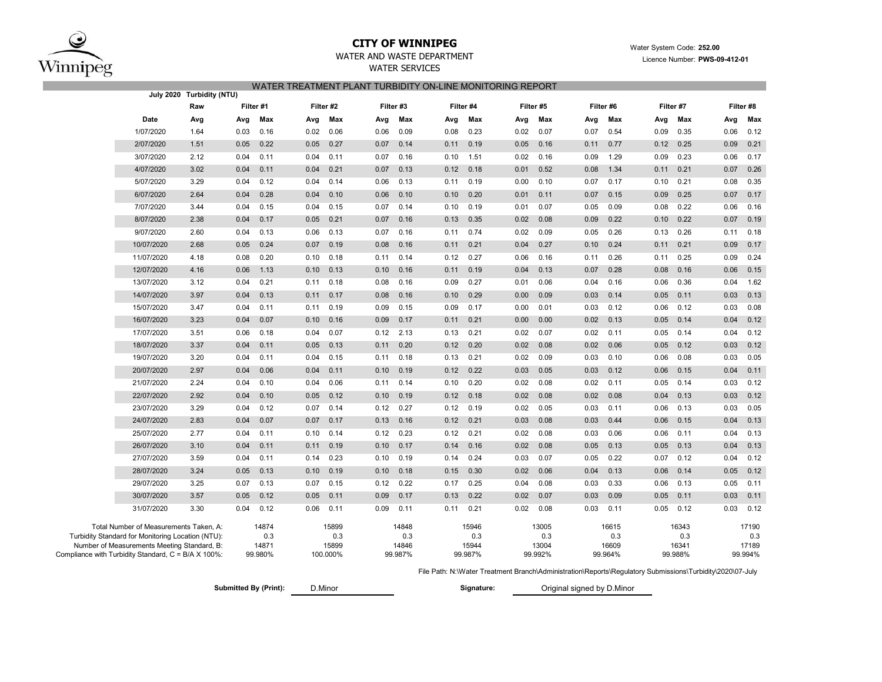# CITY OF WINNIPEG

WATER AND WASTE DEPARTMENT

WATER SERVICES

Water System Code: **252.00**

Licence Number: **PWS-09-412-01**

## WATER TREATMENT PLANT TURBIDITY ON-LINE MONITORING REPORT

| July 2020 | Turbidity (NTU) | | | | | | | | | | | | | | | | |
|---|---|---|---|---|---|---|---|---|---|---|---|---|---|---|---|---|---|
| | Raw | Filter #1 | | Filter #2 | | Filter #3 | | Filter #4 | | Filter #5 | | Filter #6 | | Filter #7 | | Filter #8 | |
| Date | Avg | Avg | Max | Avg | Max | Avg | Max | Avg | Max | Avg | Max | Avg | Max | Avg | Max | Avg | Max |
| 1/07/2020 | 1.64 | 0.03 | 0.16 | 0.02 | 0.06 | 0.06 | 0.09 | 0.08 | 0.23 | 0.02 | 0.07 | 0.07 | 0.54 | 0.09 | 0.35 | 0.06 | 0.12 |
| 2/07/2020 | 1.51 | 0.05 | 0.22 | 0.05 | 0.27 | 0.07 | 0.14 | 0.11 | 0.19 | 0.05 | 0.16 | 0.11 | 0.77 | 0.12 | 0.25 | 0.09 | 0.21 |
| 3/07/2020 | 2.12 | 0.04 | 0.11 | 0.04 | 0.11 | 0.07 | 0.16 | 0.10 | 1.51 | 0.02 | 0.16 | 0.09 | 1.29 | 0.09 | 0.23 | 0.06 | 0.17 |
| 4/07/2020 | 3.02 | 0.04 | 0.11 | 0.04 | 0.21 | 0.07 | 0.13 | 0.12 | 0.18 | 0.01 | 0.52 | 0.08 | 1.34 | 0.11 | 0.21 | 0.07 | 0.26 |
| 5/07/2020 | 3.29 | 0.04 | 0.12 | 0.04 | 0.14 | 0.06 | 0.13 | 0.11 | 0.19 | 0.00 | 0.10 | 0.07 | 0.17 | 0.10 | 0.21 | 0.08 | 0.35 |
| 6/07/2020 | 2.64 | 0.04 | 0.28 | 0.04 | 0.10 | 0.06 | 0.10 | 0.10 | 0.20 | 0.01 | 0.11 | 0.07 | 0.15 | 0.09 | 0.25 | 0.07 | 0.17 |
| 7/07/2020 | 3.44 | 0.04 | 0.15 | 0.04 | 0.15 | 0.07 | 0.14 | 0.10 | 0.19 | 0.01 | 0.07 | 0.05 | 0.09 | 0.08 | 0.22 | 0.06 | 0.16 |
| 8/07/2020 | 2.38 | 0.04 | 0.17 | 0.05 | 0.21 | 0.07 | 0.16 | 0.13 | 0.35 | 0.02 | 0.08 | 0.09 | 0.22 | 0.10 | 0.22 | 0.07 | 0.19 |
| 9/07/2020 | 2.60 | 0.04 | 0.13 | 0.06 | 0.13 | 0.07 | 0.16 | 0.11 | 0.74 | 0.02 | 0.09 | 0.05 | 0.26 | 0.13 | 0.26 | 0.11 | 0.18 |
| 10/07/2020 | 2.68 | 0.05 | 0.24 | 0.07 | 0.19 | 0.08 | 0.16 | 0.11 | 0.21 | 0.04 | 0.27 | 0.10 | 0.24 | 0.11 | 0.21 | 0.09 | 0.17 |
| 11/07/2020 | 4.18 | 0.08 | 0.20 | 0.10 | 0.18 | 0.11 | 0.14 | 0.12 | 0.27 | 0.06 | 0.16 | 0.11 | 0.26 | 0.11 | 0.25 | 0.09 | 0.24 |
| 12/07/2020 | 4.16 | 0.06 | 1.13 | 0.10 | 0.13 | 0.10 | 0.16 | 0.11 | 0.19 | 0.04 | 0.13 | 0.07 | 0.28 | 0.08 | 0.16 | 0.06 | 0.15 |
| 13/07/2020 | 3.12 | 0.04 | 0.21 | 0.11 | 0.18 | 0.08 | 0.16 | 0.09 | 0.27 | 0.01 | 0.06 | 0.04 | 0.16 | 0.06 | 0.36 | 0.04 | 1.62 |
| 14/07/2020 | 3.97 | 0.04 | 0.13 | 0.11 | 0.17 | 0.08 | 0.16 | 0.10 | 0.29 | 0.00 | 0.09 | 0.03 | 0.14 | 0.05 | 0.11 | 0.03 | 0.13 |
| 15/07/2020 | 3.47 | 0.04 | 0.11 | 0.11 | 0.19 | 0.09 | 0.15 | 0.09 | 0.17 | 0.00 | 0.01 | 0.03 | 0.12 | 0.06 | 0.12 | 0.03 | 0.08 |
| 16/07/2020 | 3.23 | 0.04 | 0.07 | 0.10 | 0.16 | 0.09 | 0.17 | 0.11 | 0.21 | 0.00 | 0.00 | 0.02 | 0.13 | 0.05 | 0.14 | 0.04 | 0.12 |
| 17/07/2020 | 3.51 | 0.06 | 0.18 | 0.04 | 0.07 | 0.12 | 2.13 | 0.13 | 0.21 | 0.02 | 0.07 | 0.02 | 0.11 | 0.05 | 0.14 | 0.04 | 0.12 |
| 18/07/2020 | 3.37 | 0.04 | 0.11 | 0.05 | 0.13 | 0.11 | 0.20 | 0.12 | 0.20 | 0.02 | 0.08 | 0.02 | 0.06 | 0.05 | 0.12 | 0.03 | 0.12 |
| 19/07/2020 | 3.20 | 0.04 | 0.11 | 0.04 | 0.15 | 0.11 | 0.18 | 0.13 | 0.21 | 0.02 | 0.09 | 0.03 | 0.10 | 0.06 | 0.08 | 0.03 | 0.05 |
| 20/07/2020 | 2.97 | 0.04 | 0.06 | 0.04 | 0.11 | 0.10 | 0.19 | 0.12 | 0.22 | 0.03 | 0.05 | 0.03 | 0.12 | 0.06 | 0.15 | 0.04 | 0.11 |
| 21/07/2020 | 2.24 | 0.04 | 0.10 | 0.04 | 0.06 | 0.11 | 0.14 | 0.10 | 0.20 | 0.02 | 0.08 | 0.02 | 0.11 | 0.05 | 0.14 | 0.03 | 0.12 |
| 22/07/2020 | 2.92 | 0.04 | 0.10 | 0.05 | 0.12 | 0.10 | 0.19 | 0.12 | 0.18 | 0.02 | 0.08 | 0.02 | 0.08 | 0.04 | 0.13 | 0.03 | 0.12 |
| 23/07/2020 | 3.29 | 0.04 | 0.12 | 0.07 | 0.14 | 0.12 | 0.27 | 0.12 | 0.19 | 0.02 | 0.05 | 0.03 | 0.11 | 0.06 | 0.13 | 0.03 | 0.05 |
| 24/07/2020 | 2.83 | 0.04 | 0.07 | 0.07 | 0.17 | 0.13 | 0.16 | 0.12 | 0.21 | 0.03 | 0.08 | 0.03 | 0.44 | 0.06 | 0.15 | 0.04 | 0.13 |
| 25/07/2020 | 2.77 | 0.04 | 0.11 | 0.10 | 0.14 | 0.12 | 0.23 | 0.12 | 0.21 | 0.02 | 0.08 | 0.03 | 0.06 | 0.06 | 0.11 | 0.04 | 0.13 |
| 26/07/2020 | 3.10 | 0.04 | 0.11 | 0.11 | 0.19 | 0.10 | 0.17 | 0.14 | 0.16 | 0.02 | 0.08 | 0.05 | 0.13 | 0.05 | 0.13 | 0.04 | 0.13 |
| 27/07/2020 | 3.59 | 0.04 | 0.11 | 0.14 | 0.23 | 0.10 | 0.19 | 0.14 | 0.24 | 0.03 | 0.07 | 0.05 | 0.22 | 0.07 | 0.12 | 0.04 | 0.12 |
| 28/07/2020 | 3.24 | 0.05 | 0.13 | 0.10 | 0.19 | 0.10 | 0.18 | 0.15 | 0.30 | 0.02 | 0.06 | 0.04 | 0.13 | 0.06 | 0.14 | 0.05 | 0.12 |
| 29/07/2020 | 3.25 | 0.07 | 0.13 | 0.07 | 0.15 | 0.12 | 0.22 | 0.17 | 0.25 | 0.04 | 0.08 | 0.03 | 0.33 | 0.06 | 0.13 | 0.05 | 0.11 |
| 30/07/2020 | 3.57 | 0.05 | 0.12 | 0.05 | 0.11 | 0.09 | 0.17 | 0.13 | 0.22 | 0.02 | 0.07 | 0.03 | 0.09 | 0.05 | 0.11 | 0.03 | 0.11 |
| 31/07/2020 | 3.30 | 0.04 | 0.12 | 0.06 | 0.11 | 0.09 | 0.11 | 0.11 | 0.21 | 0.02 | 0.08 | 0.03 | 0.11 | 0.05 | 0.12 | 0.03 | 0.12 |
| Total Number of Measurements Taken, A: | | | 14874 | | 15899 | | 14848 | | 15946 | | 13005 | | 16615 | | 16343 | | 17190 |
| Turbidity Standard for Monitoring Location (NTU): | | | 0.3 | | 0.3 | | 0.3 | | 0.3 | | 0.3 | | 0.3 | | 0.3 | | 0.3 |
| Number of Measurements Meeting Standard, B: | | | 14871 | | 15899 | | 14846 | | 15944 | | 13004 | | 16609 | | 16341 | | 17189 |
| Compliance with Turbidity Standard, C = B/A X 100%: | | | 99.980% | | 100.000% | | 99.987% | | 99.987% | | 99.992% | | 99.964% | | 99.988% | | 99.994% |

File Path: N:\Water Treatment Branch\Administration\Reports\Regulatory Submissions\Turbidity\2020\07-July

**Submitted By (Print):** D.Minor

**Signature:** Original signed by D.Minor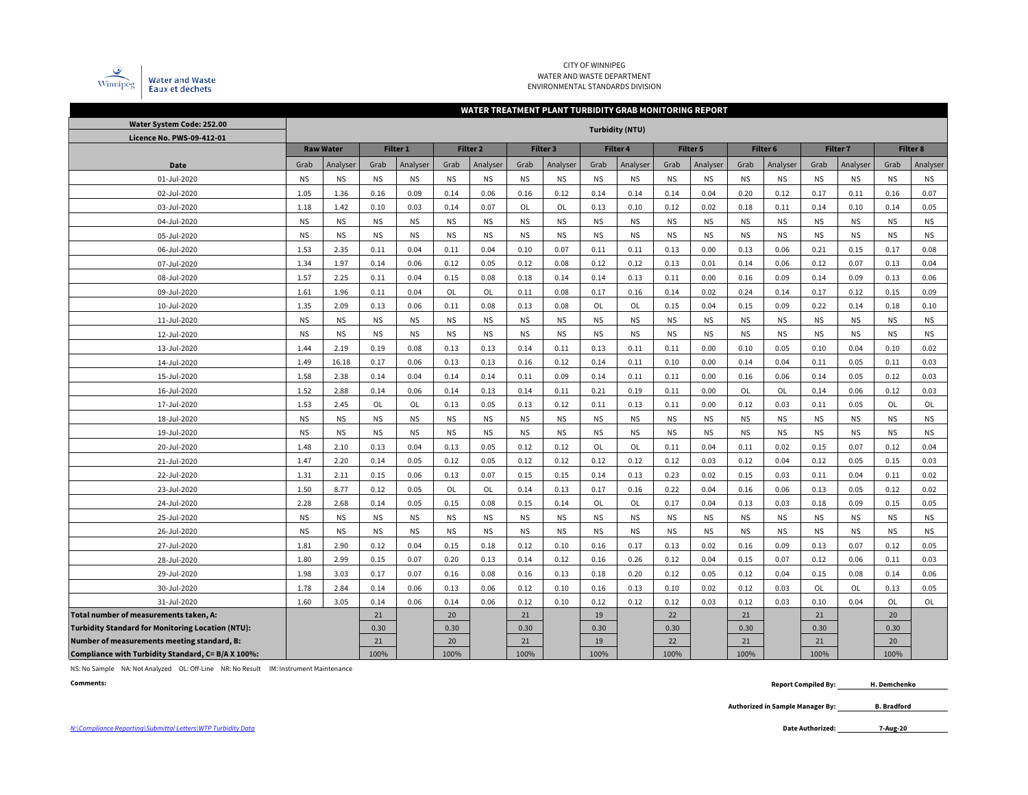CITY OF WINNIPEG
WATER AND WASTE DEPARTMENT
ENVIRONMENTAL STANDARDS DIVISION

Water and Waste
Eaux et dechets

## WATER TREATMENT PLANT TURBIDITY GRAB MONITORING REPORT

| Water System Code: 252.00<br>Licence No. PWS-09-412-01 | Turbidity (NTU) | | | | | | | | | | | | | | | | | |
|---|---|---|---|---|---|---|---|---|---|---|---|---|---|---|---|---|---|---|
| | Raw Water | | Filter 1 | | Filter 2 | | Filter 3 | | Filter 4 | | Filter 5 | | Filter 6 | | Filter 7 | | Filter 8 | |
| Date | Grab | Analyser | Grab | Analyser | Grab | Analyser | Grab | Analyser | Grab | Analyser | Grab | Analyser | Grab | Analyser | Grab | Analyser | Grab | Analyser |
| 01-Jul-2020 | NS | NS | NS | NS | NS | NS | NS | NS | NS | NS | NS | NS | NS | NS | NS | NS | NS | NS |
| 02-Jul-2020 | 1.05 | 1.36 | 0.16 | 0.09 | 0.14 | 0.06 | 0.16 | 0.12 | 0.14 | 0.14 | 0.14 | 0.04 | 0.20 | 0.12 | 0.17 | 0.11 | 0.16 | 0.07 |
| 03-Jul-2020 | 1.18 | 1.42 | 0.10 | 0.03 | 0.14 | 0.07 | OL | OL | 0.13 | 0.10 | 0.12 | 0.02 | 0.18 | 0.11 | 0.14 | 0.10 | 0.14 | 0.05 |
| 04-Jul-2020 | NS | NS | NS | NS | NS | NS | NS | NS | NS | NS | NS | NS | NS | NS | NS | NS | NS | NS |
| 05-Jul-2020 | NS | NS | NS | NS | NS | NS | NS | NS | NS | NS | NS | NS | NS | NS | NS | NS | NS | NS |
| 06-Jul-2020 | 1.53 | 2.35 | 0.11 | 0.04 | 0.11 | 0.04 | 0.10 | 0.07 | 0.11 | 0.11 | 0.13 | 0.00 | 0.13 | 0.06 | 0.21 | 0.15 | 0.17 | 0.08 |
| 07-Jul-2020 | 1.34 | 1.97 | 0.14 | 0.06 | 0.12 | 0.05 | 0.12 | 0.08 | 0.12 | 0.12 | 0.13 | 0.01 | 0.14 | 0.06 | 0.12 | 0.07 | 0.13 | 0.04 |
| 08-Jul-2020 | 1.57 | 2.25 | 0.11 | 0.04 | 0.15 | 0.08 | 0.18 | 0.14 | 0.14 | 0.13 | 0.11 | 0.00 | 0.16 | 0.09 | 0.14 | 0.09 | 0.13 | 0.06 |
| 09-Jul-2020 | 1.61 | 1.96 | 0.11 | 0.04 | OL | OL | 0.11 | 0.08 | 0.17 | 0.16 | 0.14 | 0.02 | 0.24 | 0.14 | 0.17 | 0.12 | 0.15 | 0.09 |
| 10-Jul-2020 | 1.35 | 2.09 | 0.13 | 0.06 | 0.11 | 0.08 | 0.13 | 0.08 | OL | OL | 0.15 | 0.04 | 0.15 | 0.09 | 0.22 | 0.14 | 0.18 | 0.10 |
| 11-Jul-2020 | NS | NS | NS | NS | NS | NS | NS | NS | NS | NS | NS | NS | NS | NS | NS | NS | NS | NS |
| 12-Jul-2020 | NS | NS | NS | NS | NS | NS | NS | NS | NS | NS | NS | NS | NS | NS | NS | NS | NS | NS |
| 13-Jul-2020 | 1.44 | 2.19 | 0.19 | 0.08 | 0.13 | 0.13 | 0.14 | 0.11 | 0.13 | 0.11 | 0.11 | 0.00 | 0.10 | 0.05 | 0.10 | 0.04 | 0.10 | 0.02 |
| 14-Jul-2020 | 1.49 | 16.18 | 0.17 | 0.06 | 0.13 | 0.13 | 0.16 | 0.12 | 0.14 | 0.11 | 0.10 | 0.00 | 0.14 | 0.04 | 0.11 | 0.05 | 0.11 | 0.03 |
| 15-Jul-2020 | 1.58 | 2.38 | 0.14 | 0.04 | 0.14 | 0.14 | 0.11 | 0.09 | 0.14 | 0.11 | 0.11 | 0.00 | 0.16 | 0.06 | 0.14 | 0.05 | 0.12 | 0.03 |
| 16-Jul-2020 | 1.52 | 2.88 | 0.14 | 0.06 | 0.14 | 0.13 | 0.14 | 0.11 | 0.21 | 0.19 | 0.11 | 0.00 | OL | OL | 0.14 | 0.06 | 0.12 | 0.03 |
| 17-Jul-2020 | 1.53 | 2.45 | OL | OL | 0.13 | 0.05 | 0.13 | 0.12 | 0.11 | 0.13 | 0.11 | 0.00 | 0.12 | 0.03 | 0.11 | 0.05 | OL | OL |
| 18-Jul-2020 | NS | NS | NS | NS | NS | NS | NS | NS | NS | NS | NS | NS | NS | NS | NS | NS | NS | NS |
| 19-Jul-2020 | NS | NS | NS | NS | NS | NS | NS | NS | NS | NS | NS | NS | NS | NS | NS | NS | NS | NS |
| 20-Jul-2020 | 1.48 | 2.10 | 0.13 | 0.04 | 0.13 | 0.05 | 0.12 | 0.12 | OL | OL | 0.11 | 0.04 | 0.11 | 0.02 | 0.15 | 0.07 | 0.12 | 0.04 |
| 21-Jul-2020 | 1.47 | 2.20 | 0.14 | 0.05 | 0.12 | 0.05 | 0.12 | 0.12 | 0.12 | 0.12 | 0.12 | 0.03 | 0.12 | 0.04 | 0.12 | 0.05 | 0.15 | 0.03 |
| 22-Jul-2020 | 1.31 | 2.11 | 0.15 | 0.06 | 0.13 | 0.07 | 0.15 | 0.15 | 0.14 | 0.13 | 0.23 | 0.02 | 0.15 | 0.03 | 0.11 | 0.04 | 0.11 | 0.02 |
| 23-Jul-2020 | 1.50 | 8.77 | 0.12 | 0.05 | OL | OL | 0.14 | 0.13 | 0.17 | 0.16 | 0.22 | 0.04 | 0.16 | 0.06 | 0.13 | 0.05 | 0.12 | 0.02 |
| 24-Jul-2020 | 2.28 | 2.68 | 0.14 | 0.05 | 0.15 | 0.08 | 0.15 | 0.14 | OL | OL | 0.17 | 0.04 | 0.13 | 0.03 | 0.18 | 0.09 | 0.15 | 0.05 |
| 25-Jul-2020 | NS | NS | NS | NS | NS | NS | NS | NS | NS | NS | NS | NS | NS | NS | NS | NS | NS | NS |
| 26-Jul-2020 | NS | NS | NS | NS | NS | NS | NS | NS | NS | NS | NS | NS | NS | NS | NS | NS | NS | NS |
| 27-Jul-2020 | 1.81 | 2.90 | 0.12 | 0.04 | 0.15 | 0.18 | 0.12 | 0.10 | 0.16 | 0.17 | 0.13 | 0.02 | 0.16 | 0.09 | 0.13 | 0.07 | 0.12 | 0.05 |
| 28-Jul-2020 | 1.80 | 2.99 | 0.15 | 0.07 | 0.20 | 0.13 | 0.14 | 0.12 | 0.16 | 0.26 | 0.12 | 0.04 | 0.15 | 0.07 | 0.12 | 0.06 | 0.11 | 0.03 |
| 29-Jul-2020 | 1.98 | 3.03 | 0.17 | 0.07 | 0.16 | 0.08 | 0.16 | 0.13 | 0.18 | 0.20 | 0.12 | 0.05 | 0.12 | 0.04 | 0.15 | 0.08 | 0.14 | 0.06 |
| 30-Jul-2020 | 1.78 | 2.84 | 0.14 | 0.06 | 0.13 | 0.06 | 0.12 | 0.10 | 0.16 | 0.13 | 0.10 | 0.02 | 0.12 | 0.03 | OL | OL | 0.13 | 0.05 |
| 31-Jul-2020 | 1.60 | 3.05 | 0.14 | 0.06 | 0.14 | 0.06 | 0.12 | 0.10 | 0.12 | 0.12 | 0.12 | 0.03 | 0.12 | 0.03 | 0.10 | 0.04 | OL | OL |
| Total number of measurements taken, A: | | | 21 | | 20 | | 21 | | 19 | | 22 | | 21 | | 21 | | 20 | |
| Turbidity Standard for Monitoring Location (NTU): | | | 0.30 | | 0.30 | | 0.30 | | 0.30 | | 0.30 | | 0.30 | | 0.30 | | 0.30 | |
| Number of measurements meeting standard, B: | | | 21 | | 20 | | 21 | | 19 | | 22 | | 21 | | 21 | | 20 | |
| Compliance with Turbidity Standard, C= B/A X 100%: | | | 100% | | 100% | | 100% | | 100% | | 100% | | 100% | | 100% | | 100% | |

NS: No Sample NA: Not Analyzed OL: Off-Line NR: No Result IM: Instrument Maintenance

**Comments:**

**Report Compiled By:** H. Demchenko

**Authorized in Sample Manager By:** B. Bradford

**Date Authorized:** 7-Aug-20

*N:\Compliance Reporting\Submittal Letters\WTP Turbidity Data*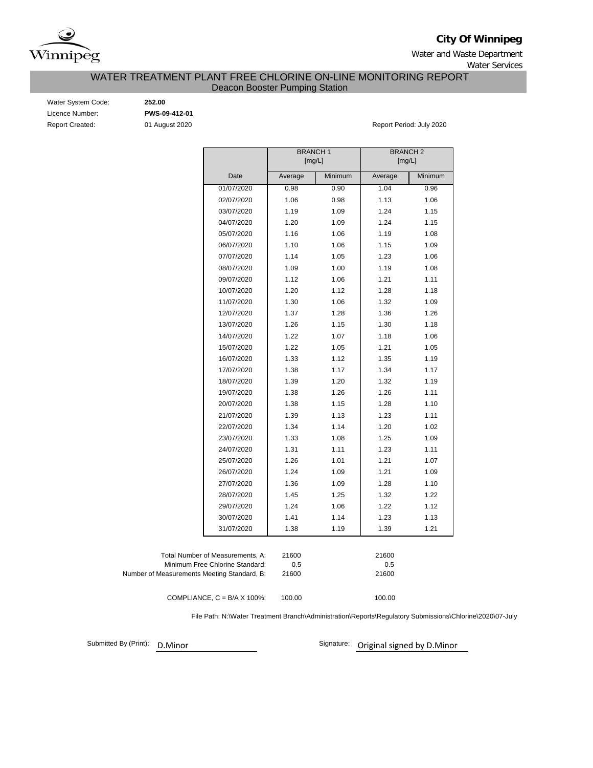**City Of Winnipeg**

Water and Waste Department

Water Services

## WATER TREATMENT PLANT FREE CHLORINE ON-LINE MONITORING REPORT

Deacon Booster Pumping Station

Water System Code: **252.00**

Licence Number: **PWS-09-412-01**

Report Created: 01 August 2020

Report Period: July 2020

| | BRANCH 1 [mg/L] | | BRANCH 2 [mg/L] | |
|---|---|---|---|---|
| Date | Average | Minimum | Average | Minimum |
| 01/07/2020 | 0.98 | 0.90 | 1.04 | 0.96 |
| 02/07/2020 | 1.06 | 0.98 | 1.13 | 1.06 |
| 03/07/2020 | 1.19 | 1.09 | 1.24 | 1.15 |
| 04/07/2020 | 1.20 | 1.09 | 1.24 | 1.15 |
| 05/07/2020 | 1.16 | 1.06 | 1.19 | 1.08 |
| 06/07/2020 | 1.10 | 1.06 | 1.15 | 1.09 |
| 07/07/2020 | 1.14 | 1.05 | 1.23 | 1.06 |
| 08/07/2020 | 1.09 | 1.00 | 1.19 | 1.08 |
| 09/07/2020 | 1.12 | 1.06 | 1.21 | 1.11 |
| 10/07/2020 | 1.20 | 1.12 | 1.28 | 1.18 |
| 11/07/2020 | 1.30 | 1.06 | 1.32 | 1.09 |
| 12/07/2020 | 1.37 | 1.28 | 1.36 | 1.26 |
| 13/07/2020 | 1.26 | 1.15 | 1.30 | 1.18 |
| 14/07/2020 | 1.22 | 1.07 | 1.18 | 1.06 |
| 15/07/2020 | 1.22 | 1.05 | 1.21 | 1.05 |
| 16/07/2020 | 1.33 | 1.12 | 1.35 | 1.19 |
| 17/07/2020 | 1.38 | 1.17 | 1.34 | 1.17 |
| 18/07/2020 | 1.39 | 1.20 | 1.32 | 1.19 |
| 19/07/2020 | 1.38 | 1.26 | 1.26 | 1.11 |
| 20/07/2020 | 1.38 | 1.15 | 1.28 | 1.10 |
| 21/07/2020 | 1.39 | 1.13 | 1.23 | 1.11 |
| 22/07/2020 | 1.34 | 1.14 | 1.20 | 1.02 |
| 23/07/2020 | 1.33 | 1.08 | 1.25 | 1.09 |
| 24/07/2020 | 1.31 | 1.11 | 1.23 | 1.11 |
| 25/07/2020 | 1.26 | 1.01 | 1.21 | 1.07 |
| 26/07/2020 | 1.24 | 1.09 | 1.21 | 1.09 |
| 27/07/2020 | 1.36 | 1.09 | 1.28 | 1.10 |
| 28/07/2020 | 1.45 | 1.25 | 1.32 | 1.22 |
| 29/07/2020 | 1.24 | 1.06 | 1.22 | 1.12 |
| 30/07/2020 | 1.41 | 1.14 | 1.23 | 1.13 |
| 31/07/2020 | 1.38 | 1.19 | 1.39 | 1.21 |

| | Branch 1 | Branch 2 |
|---|---|---|
| Total Number of Measurements, A: | 21600 | 21600 |
| Minimum Free Chlorine Standard: | 0.5 | 0.5 |
| Number of Measurements Meeting Standard, B: | 21600 | 21600 |
| COMPLIANCE, C = B/A X 100%: | 100.00 | 100.00 |

File Path: N:\Water Treatment Branch\Administration\Reports\Regulatory Submissions\Chlorine\2020\07-July

Submitted By (Print): D.Minor

Signature: Original signed by D.Minor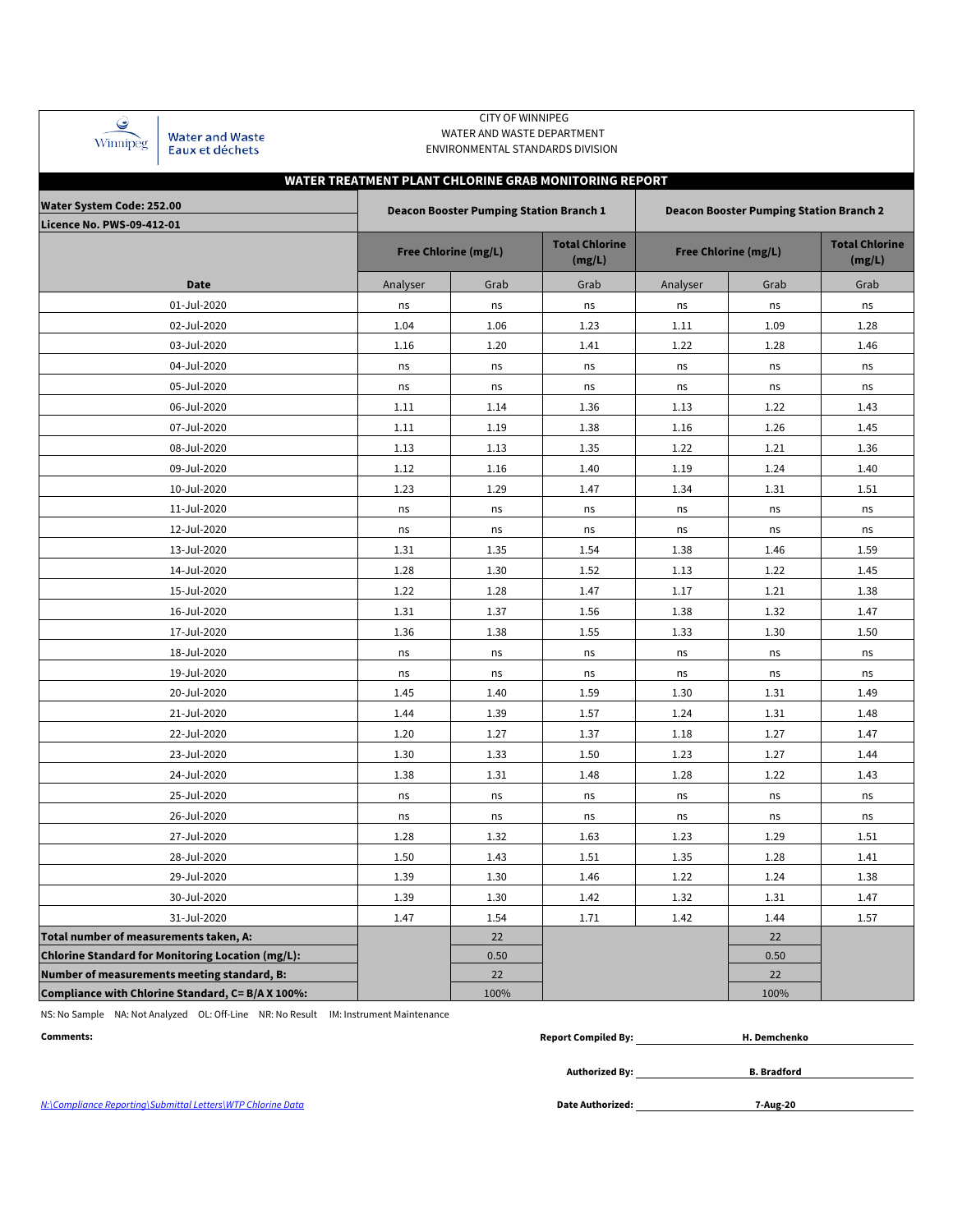CITY OF WINNIPEG
WATER AND WASTE DEPARTMENT
ENVIRONMENTAL STANDARDS DIVISION

Water and Waste
Eaux et déchets

## WATER TREATMENT PLANT CHLORINE GRAB MONITORING REPORT

| Water System Code: 252.00<br>Licence No. PWS-09-412-01 | Deacon Booster Pumping Station Branch 1 | | | Deacon Booster Pumping Station Branch 2 | | |
|---|---|---|---|---|---|---|
| | Free Chlorine (mg/L) | | Total Chlorine (mg/L) | Free Chlorine (mg/L) | | Total Chlorine (mg/L) |
| Date | Analyser | Grab | Grab | Analyser | Grab | Grab |
| 01-Jul-2020 | ns | ns | ns | ns | ns | ns |
| 02-Jul-2020 | 1.04 | 1.06 | 1.23 | 1.11 | 1.09 | 1.28 |
| 03-Jul-2020 | 1.16 | 1.20 | 1.41 | 1.22 | 1.28 | 1.46 |
| 04-Jul-2020 | ns | ns | ns | ns | ns | ns |
| 05-Jul-2020 | ns | ns | ns | ns | ns | ns |
| 06-Jul-2020 | 1.11 | 1.14 | 1.36 | 1.13 | 1.22 | 1.43 |
| 07-Jul-2020 | 1.11 | 1.19 | 1.38 | 1.16 | 1.26 | 1.45 |
| 08-Jul-2020 | 1.13 | 1.13 | 1.35 | 1.22 | 1.21 | 1.36 |
| 09-Jul-2020 | 1.12 | 1.16 | 1.40 | 1.19 | 1.24 | 1.40 |
| 10-Jul-2020 | 1.23 | 1.29 | 1.47 | 1.34 | 1.31 | 1.51 |
| 11-Jul-2020 | ns | ns | ns | ns | ns | ns |
| 12-Jul-2020 | ns | ns | ns | ns | ns | ns |
| 13-Jul-2020 | 1.31 | 1.35 | 1.54 | 1.38 | 1.46 | 1.59 |
| 14-Jul-2020 | 1.28 | 1.30 | 1.52 | 1.13 | 1.22 | 1.45 |
| 15-Jul-2020 | 1.22 | 1.28 | 1.47 | 1.17 | 1.21 | 1.38 |
| 16-Jul-2020 | 1.31 | 1.37 | 1.56 | 1.38 | 1.32 | 1.47 |
| 17-Jul-2020 | 1.36 | 1.38 | 1.55 | 1.33 | 1.30 | 1.50 |
| 18-Jul-2020 | ns | ns | ns | ns | ns | ns |
| 19-Jul-2020 | ns | ns | ns | ns | ns | ns |
| 20-Jul-2020 | 1.45 | 1.40 | 1.59 | 1.30 | 1.31 | 1.49 |
| 21-Jul-2020 | 1.44 | 1.39 | 1.57 | 1.24 | 1.31 | 1.48 |
| 22-Jul-2020 | 1.20 | 1.27 | 1.37 | 1.18 | 1.27 | 1.47 |
| 23-Jul-2020 | 1.30 | 1.33 | 1.50 | 1.23 | 1.27 | 1.44 |
| 24-Jul-2020 | 1.38 | 1.31 | 1.48 | 1.28 | 1.22 | 1.43 |
| 25-Jul-2020 | ns | ns | ns | ns | ns | ns |
| 26-Jul-2020 | ns | ns | ns | ns | ns | ns |
| 27-Jul-2020 | 1.28 | 1.32 | 1.63 | 1.23 | 1.29 | 1.51 |
| 28-Jul-2020 | 1.50 | 1.43 | 1.51 | 1.35 | 1.28 | 1.41 |
| 29-Jul-2020 | 1.39 | 1.30 | 1.46 | 1.22 | 1.24 | 1.38 |
| 30-Jul-2020 | 1.39 | 1.30 | 1.42 | 1.32 | 1.31 | 1.47 |
| 31-Jul-2020 | 1.47 | 1.54 | 1.71 | 1.42 | 1.44 | 1.57 |
| **Total number of measurements taken, A:** | | 22 | | | 22 | |
| **Chlorine Standard for Monitoring Location (mg/L):** | | 0.50 | | | 0.50 | |
| **Number of measurements meeting standard, B:** | | 22 | | | 22 | |
| **Compliance with Chlorine Standard, C= B/A X 100%:** | | 100% | | | 100% | |

NS: No Sample NA: Not Analyzed OL: Off-Line NR: No Result IM: Instrument Maintenance

**Comments:**

**Report Compiled By:** **H. Demchenko**

**Authorized By:** **B. Bradford**

**Date Authorized:** **7-Aug-20**

*N:\Compliance Reporting\Submittal Letters\WTP Chlorine Data*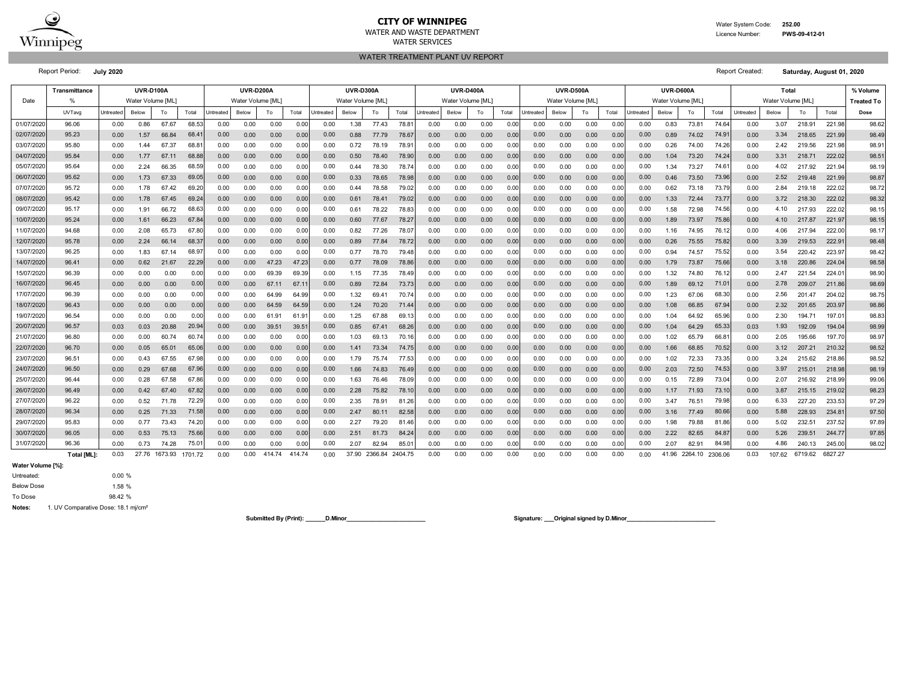# CITY OF WINNIPEG

WATER AND WASTE DEPARTMENT

WATER SERVICES

Water System Code: **252.00**

Licence Number: **PWS-09-412-01**

## WATER TREATMENT PLANT UV REPORT

Report Period: **July 2020**

Report Created: **Saturday, August 01, 2020**

| Date | Transmittance % | UVR-D100A Water Volume [ML] | | | | UVR-D200A Water Volume [ML] | | | | UVR-D300A Water Volume [ML] | | | | UVR-D400A Water Volume [ML] | | | | UVR-D500A Water Volume [ML] | | | | UVR-D600A Water Volume [ML] | | | | Total Water Volume [ML] | | | | % Volume Treated To |
|---|---|---|---|---|---|---|---|---|---|---|---|---|---|---|---|---|---|---|---|---|---|---|---|---|---|---|---|---|---|---|
| | UVTavg | Untreated | Below | To | Total | Untreated | Below | To | Total | Untreated | Below | To | Total | Untreated | Below | To | Total | Untreated | Below | To | Total | Untreated | Below | To | Total | Untreated | Below | To | Total | Dose |
| 01/07/2020 | 96.06 | 0.00 | 0.86 | 67.67 | 68.53 | 0.00 | 0.00 | 0.00 | 0.00 | 0.00 | 1.38 | 77.43 | 78.81 | 0.00 | 0.00 | 0.00 | 0.00 | 0.00 | 0.00 | 0.00 | 0.00 | 0.00 | 0.83 | 73.81 | 74.64 | 0.00 | 3.07 | 218.91 | 221.98 | 98.62 |
| 02/07/2020 | 95.23 | 0.00 | 1.57 | 66.84 | 68.41 | 0.00 | 0.00 | 0.00 | 0.00 | 0.00 | 0.88 | 77.79 | 78.67 | 0.00 | 0.00 | 0.00 | 0.00 | 0.00 | 0.00 | 0.00 | 0.00 | 0.00 | 0.89 | 74.02 | 74.91 | 0.00 | 3.34 | 218.65 | 221.99 | 98.49 |
| 03/07/2020 | 95.80 | 0.00 | 1.44 | 67.37 | 68.81 | 0.00 | 0.00 | 0.00 | 0.00 | 0.00 | 0.72 | 78.19 | 78.91 | 0.00 | 0.00 | 0.00 | 0.00 | 0.00 | 0.00 | 0.00 | 0.00 | 0.00 | 0.26 | 74.00 | 74.26 | 0.00 | 2.42 | 219.56 | 221.98 | 98.91 |
| 04/07/2020 | 95.84 | 0.00 | 1.77 | 67.11 | 68.88 | 0.00 | 0.00 | 0.00 | 0.00 | 0.00 | 0.50 | 78.40 | 78.90 | 0.00 | 0.00 | 0.00 | 0.00 | 0.00 | 0.00 | 0.00 | 0.00 | 0.00 | 1.04 | 73.20 | 74.24 | 0.00 | 3.31 | 218.71 | 222.02 | 98.51 |
| 05/07/2020 | 95.64 | 0.00 | 2.24 | 66.35 | 68.59 | 0.00 | 0.00 | 0.00 | 0.00 | 0.00 | 0.44 | 78.30 | 78.74 | 0.00 | 0.00 | 0.00 | 0.00 | 0.00 | 0.00 | 0.00 | 0.00 | 0.00 | 1.34 | 73.27 | 74.61 | 0.00 | 4.02 | 217.92 | 221.94 | 98.19 |
| 06/07/2020 | 95.62 | 0.00 | 1.73 | 67.33 | 69.05 | 0.00 | 0.00 | 0.00 | 0.00 | 0.00 | 0.33 | 78.65 | 78.98 | 0.00 | 0.00 | 0.00 | 0.00 | 0.00 | 0.00 | 0.00 | 0.00 | 0.00 | 0.46 | 73.50 | 73.96 | 0.00 | 2.52 | 219.48 | 221.99 | 98.87 |
| 07/07/2020 | 95.72 | 0.00 | 1.78 | 67.42 | 69.20 | 0.00 | 0.00 | 0.00 | 0.00 | 0.00 | 0.44 | 78.58 | 79.02 | 0.00 | 0.00 | 0.00 | 0.00 | 0.00 | 0.00 | 0.00 | 0.00 | 0.00 | 0.62 | 73.18 | 73.79 | 0.00 | 2.84 | 219.18 | 222.02 | 98.72 |
| 08/07/2020 | 95.42 | 0.00 | 1.78 | 67.45 | 69.24 | 0.00 | 0.00 | 0.00 | 0.00 | 0.00 | 0.61 | 78.41 | 79.02 | 0.00 | 0.00 | 0.00 | 0.00 | 0.00 | 0.00 | 0.00 | 0.00 | 0.00 | 1.33 | 72.44 | 73.77 | 0.00 | 3.72 | 218.30 | 222.02 | 98.32 |
| 09/07/2020 | 95.17 | 0.00 | 1.91 | 66.72 | 68.63 | 0.00 | 0.00 | 0.00 | 0.00 | 0.00 | 0.61 | 78.22 | 78.83 | 0.00 | 0.00 | 0.00 | 0.00 | 0.00 | 0.00 | 0.00 | 0.00 | 0.00 | 1.58 | 72.98 | 74.56 | 0.00 | 4.10 | 217.93 | 222.02 | 98.15 |
| 10/07/2020 | 95.24 | 0.00 | 1.61 | 66.23 | 67.84 | 0.00 | 0.00 | 0.00 | 0.00 | 0.00 | 0.60 | 77.67 | 78.27 | 0.00 | 0.00 | 0.00 | 0.00 | 0.00 | 0.00 | 0.00 | 0.00 | 0.00 | 1.89 | 73.97 | 75.86 | 0.00 | 4.10 | 217.87 | 221.97 | 98.15 |
| 11/07/2020 | 94.68 | 0.00 | 2.08 | 65.73 | 67.80 | 0.00 | 0.00 | 0.00 | 0.00 | 0.00 | 0.82 | 77.26 | 78.07 | 0.00 | 0.00 | 0.00 | 0.00 | 0.00 | 0.00 | 0.00 | 0.00 | 0.00 | 1.16 | 74.95 | 76.12 | 0.00 | 4.06 | 217.94 | 222.00 | 98.17 |
| 12/07/2020 | 95.78 | 0.00 | 2.24 | 66.14 | 68.37 | 0.00 | 0.00 | 0.00 | 0.00 | 0.00 | 0.89 | 77.84 | 78.72 | 0.00 | 0.00 | 0.00 | 0.00 | 0.00 | 0.00 | 0.00 | 0.00 | 0.00 | 0.26 | 75.55 | 75.82 | 0.00 | 3.39 | 219.53 | 222.91 | 98.48 |
| 13/07/2020 | 96.25 | 0.00 | 1.83 | 67.14 | 68.97 | 0.00 | 0.00 | 0.00 | 0.00 | 0.00 | 0.77 | 78.70 | 79.48 | 0.00 | 0.00 | 0.00 | 0.00 | 0.00 | 0.00 | 0.00 | 0.00 | 0.00 | 0.94 | 74.57 | 75.52 | 0.00 | 3.54 | 220.42 | 223.97 | 98.42 |
| 14/07/2020 | 96.41 | 0.00 | 0.62 | 21.67 | 22.29 | 0.00 | 0.00 | 47.23 | 47.23 | 0.00 | 0.77 | 78.09 | 78.86 | 0.00 | 0.00 | 0.00 | 0.00 | 0.00 | 0.00 | 0.00 | 0.00 | 0.00 | 1.79 | 73.87 | 75.66 | 0.00 | 3.18 | 220.86 | 224.04 | 98.58 |
| 15/07/2020 | 96.39 | 0.00 | 0.00 | 0.00 | 0.00 | 0.00 | 0.00 | 69.39 | 69.39 | 0.00 | 1.15 | 77.35 | 78.49 | 0.00 | 0.00 | 0.00 | 0.00 | 0.00 | 0.00 | 0.00 | 0.00 | 0.00 | 1.32 | 74.80 | 76.12 | 0.00 | 2.47 | 221.54 | 224.01 | 98.90 |
| 16/07/2020 | 96.45 | 0.00 | 0.00 | 0.00 | 0.00 | 0.00 | 0.00 | 67.11 | 67.11 | 0.00 | 0.89 | 72.84 | 73.73 | 0.00 | 0.00 | 0.00 | 0.00 | 0.00 | 0.00 | 0.00 | 0.00 | 0.00 | 1.89 | 69.12 | 71.01 | 0.00 | 2.78 | 209.07 | 211.86 | 98.69 |
| 17/07/2020 | 96.39 | 0.00 | 0.00 | 0.00 | 0.00 | 0.00 | 0.00 | 64.99 | 64.99 | 0.00 | 1.32 | 69.41 | 70.74 | 0.00 | 0.00 | 0.00 | 0.00 | 0.00 | 0.00 | 0.00 | 0.00 | 0.00 | 1.23 | 67.06 | 68.30 | 0.00 | 2.56 | 201.47 | 204.02 | 98.75 |
| 18/07/2020 | 96.43 | 0.00 | 0.00 | 0.00 | 0.00 | 0.00 | 0.00 | 64.59 | 64.59 | 0.00 | 1.24 | 70.20 | 71.44 | 0.00 | 0.00 | 0.00 | 0.00 | 0.00 | 0.00 | 0.00 | 0.00 | 0.00 | 1.08 | 66.85 | 67.94 | 0.00 | 2.32 | 201.65 | 203.97 | 98.86 |
| 19/07/2020 | 96.54 | 0.00 | 0.00 | 0.00 | 0.00 | 0.00 | 0.00 | 61.91 | 61.91 | 0.00 | 1.25 | 67.88 | 69.13 | 0.00 | 0.00 | 0.00 | 0.00 | 0.00 | 0.00 | 0.00 | 0.00 | 0.00 | 1.04 | 64.92 | 65.96 | 0.00 | 2.30 | 194.71 | 197.01 | 98.83 |
| 20/07/2020 | 96.57 | 0.03 | 0.03 | 20.88 | 20.94 | 0.00 | 0.00 | 39.51 | 39.51 | 0.00 | 0.85 | 67.41 | 68.26 | 0.00 | 0.00 | 0.00 | 0.00 | 0.00 | 0.00 | 0.00 | 0.00 | 0.00 | 1.04 | 64.29 | 65.33 | 0.03 | 1.93 | 192.09 | 194.04 | 98.99 |
| 21/07/2020 | 96.80 | 0.00 | 0.00 | 60.74 | 60.74 | 0.00 | 0.00 | 0.00 | 0.00 | 0.00 | 1.03 | 69.13 | 70.16 | 0.00 | 0.00 | 0.00 | 0.00 | 0.00 | 0.00 | 0.00 | 0.00 | 0.00 | 1.02 | 65.79 | 66.81 | 0.00 | 2.05 | 195.66 | 197.70 | 98.97 |
| 22/07/2020 | 96.70 | 0.00 | 0.05 | 65.01 | 65.06 | 0.00 | 0.00 | 0.00 | 0.00 | 0.00 | 1.41 | 73.34 | 74.75 | 0.00 | 0.00 | 0.00 | 0.00 | 0.00 | 0.00 | 0.00 | 0.00 | 0.00 | 1.66 | 68.85 | 70.52 | 0.00 | 3.12 | 207.21 | 210.32 | 98.52 |
| 23/07/2020 | 96.51 | 0.00 | 0.43 | 67.55 | 67.98 | 0.00 | 0.00 | 0.00 | 0.00 | 0.00 | 1.79 | 75.74 | 77.53 | 0.00 | 0.00 | 0.00 | 0.00 | 0.00 | 0.00 | 0.00 | 0.00 | 0.00 | 1.02 | 72.33 | 73.35 | 0.00 | 3.24 | 215.62 | 218.86 | 98.52 |
| 24/07/2020 | 96.50 | 0.00 | 0.29 | 67.68 | 67.96 | 0.00 | 0.00 | 0.00 | 0.00 | 0.00 | 1.66 | 74.83 | 76.49 | 0.00 | 0.00 | 0.00 | 0.00 | 0.00 | 0.00 | 0.00 | 0.00 | 0.00 | 2.03 | 72.50 | 74.53 | 0.00 | 3.97 | 215.01 | 218.98 | 98.19 |
| 25/07/2020 | 96.44 | 0.00 | 0.28 | 67.58 | 67.86 | 0.00 | 0.00 | 0.00 | 0.00 | 0.00 | 1.63 | 76.46 | 78.09 | 0.00 | 0.00 | 0.00 | 0.00 | 0.00 | 0.00 | 0.00 | 0.00 | 0.00 | 0.15 | 72.89 | 73.04 | 0.00 | 2.07 | 216.92 | 218.99 | 99.06 |
| 26/07/2020 | 96.49 | 0.00 | 0.42 | 67.40 | 67.82 | 0.00 | 0.00 | 0.00 | 0.00 | 0.00 | 2.28 | 75.82 | 78.10 | 0.00 | 0.00 | 0.00 | 0.00 | 0.00 | 0.00 | 0.00 | 0.00 | 0.00 | 1.17 | 71.93 | 73.10 | 0.00 | 3.87 | 215.15 | 219.02 | 98.23 |
| 27/07/2020 | 96.22 | 0.00 | 0.52 | 71.78 | 72.29 | 0.00 | 0.00 | 0.00 | 0.00 | 0.00 | 2.35 | 78.91 | 81.26 | 0.00 | 0.00 | 0.00 | 0.00 | 0.00 | 0.00 | 0.00 | 0.00 | 0.00 | 3.47 | 76.51 | 79.98 | 0.00 | 6.33 | 227.20 | 233.53 | 97.29 |
| 28/07/2020 | 96.34 | 0.00 | 0.25 | 71.33 | 71.58 | 0.00 | 0.00 | 0.00 | 0.00 | 0.00 | 2.47 | 80.11 | 82.58 | 0.00 | 0.00 | 0.00 | 0.00 | 0.00 | 0.00 | 0.00 | 0.00 | 0.00 | 3.16 | 77.49 | 80.66 | 0.00 | 5.88 | 228.93 | 234.81 | 97.50 |
| 29/07/2020 | 95.83 | 0.00 | 0.77 | 73.43 | 74.20 | 0.00 | 0.00 | 0.00 | 0.00 | 0.00 | 2.27 | 79.20 | 81.46 | 0.00 | 0.00 | 0.00 | 0.00 | 0.00 | 0.00 | 0.00 | 0.00 | 0.00 | 1.98 | 79.88 | 81.86 | 0.00 | 5.02 | 232.51 | 237.52 | 97.89 |
| 30/07/2020 | 96.05 | 0.00 | 0.53 | 75.13 | 75.66 | 0.00 | 0.00 | 0.00 | 0.00 | 0.00 | 2.51 | 81.73 | 84.24 | 0.00 | 0.00 | 0.00 | 0.00 | 0.00 | 0.00 | 0.00 | 0.00 | 0.00 | 2.22 | 82.65 | 84.87 | 0.00 | 5.26 | 239.51 | 244.77 | 97.85 |
| 31/07/2020 | 96.36 | 0.00 | 0.73 | 74.28 | 75.01 | 0.00 | 0.00 | 0.00 | 0.00 | 0.00 | 2.07 | 82.94 | 85.01 | 0.00 | 0.00 | 0.00 | 0.00 | 0.00 | 0.00 | 0.00 | 0.00 | 0.00 | 2.07 | 82.91 | 84.98 | 0.00 | 4.86 | 240.13 | 245.00 | 98.02 |
| | **Total [ML]:** | 0.03 | 27.76 | 1673.93 | 1701.72 | 0.00 | 0.00 | 414.74 | 414.74 | 0.00 | 37.90 | 2366.84 | 2404.75 | 0.00 | 0.00 | 0.00 | 0.00 | 0.00 | 0.00 | 0.00 | 0.00 | 0.00 | 41.96 | 2264.10 | 2306.06 | 0.03 | 107.62 | 6719.62 | 6827.27 | |

**Water Volume [%]:**

Untreated: 0.00 %

Below Dose 1.58 %

To Dose 98.42 %

**Notes:** 1. UV Comparative Dose: 18.1 mj/cm²

**Submitted By (Print):** ______D.Minor________________________

**Signature:** ___Original signed by D.Minor___________________________